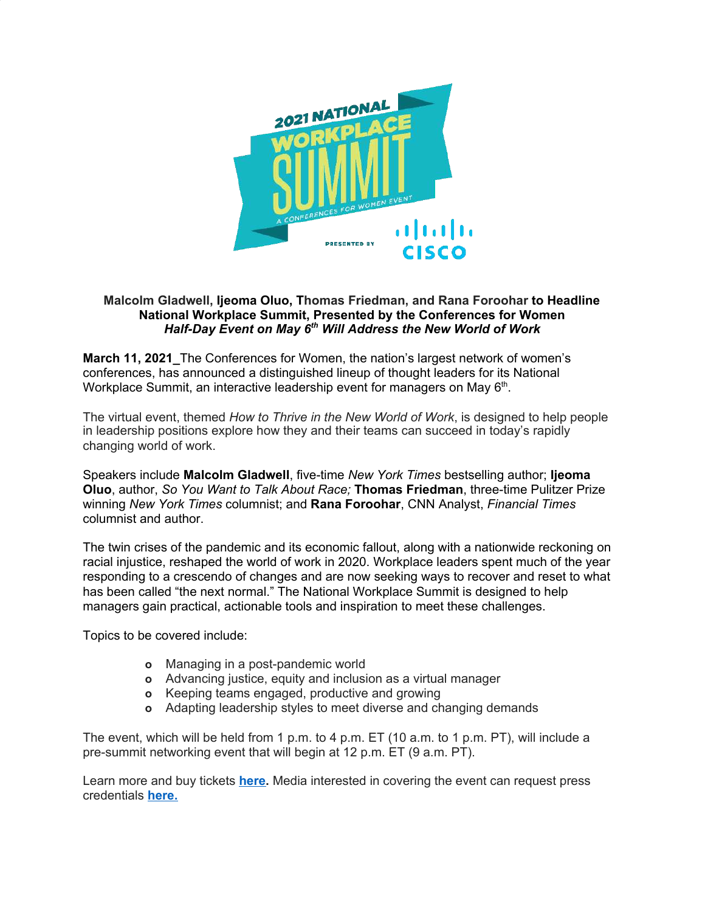**Malcolm Gladwell, Ijeoma Oluo, Thomas Friedman, and Rana Foroohar to Headline National Workplace Summit, Presented by the Conferences for Women**
***Half-Day Event on May 6th Will Address the New World of Work***

**March 11, 2021**_The Conferences for Women, the nation's largest network of women's conferences, has announced a distinguished lineup of thought leaders for its National Workplace Summit, an interactive leadership event for managers on May 6th.

The virtual event, themed *How to Thrive in the New World of Work*, is designed to help people in leadership positions explore how they and their teams can succeed in today's rapidly changing world of work.

Speakers include **Malcolm Gladwell**, five-time *New York Times* bestselling author; **Ijeoma Oluo**, author, *So You Want to Talk About Race;* **Thomas Friedman**, three-time Pulitzer Prize winning *New York Times* columnist; and **Rana Foroohar**, CNN Analyst, *Financial Times* columnist and author.

The twin crises of the pandemic and its economic fallout, along with a nationwide reckoning on racial injustice, reshaped the world of work in 2020. Workplace leaders spent much of the year responding to a crescendo of changes and are now seeking ways to recover and reset to what has been called "the next normal." The National Workplace Summit is designed to help managers gain practical, actionable tools and inspiration to meet these challenges.

Topics to be covered include:

- Managing in a post-pandemic world
- Advancing justice, equity and inclusion as a virtual manager
- Keeping teams engaged, productive and growing
- Adapting leadership styles to meet diverse and changing demands

The event, which will be held from 1 p.m. to 4 p.m. ET (10 a.m. to 1 p.m. PT), will include a pre-summit networking event that will begin at 12 p.m. ET (9 a.m. PT).

Learn more and buy tickets **here**. Media interested in covering the event can request press credentials **here.**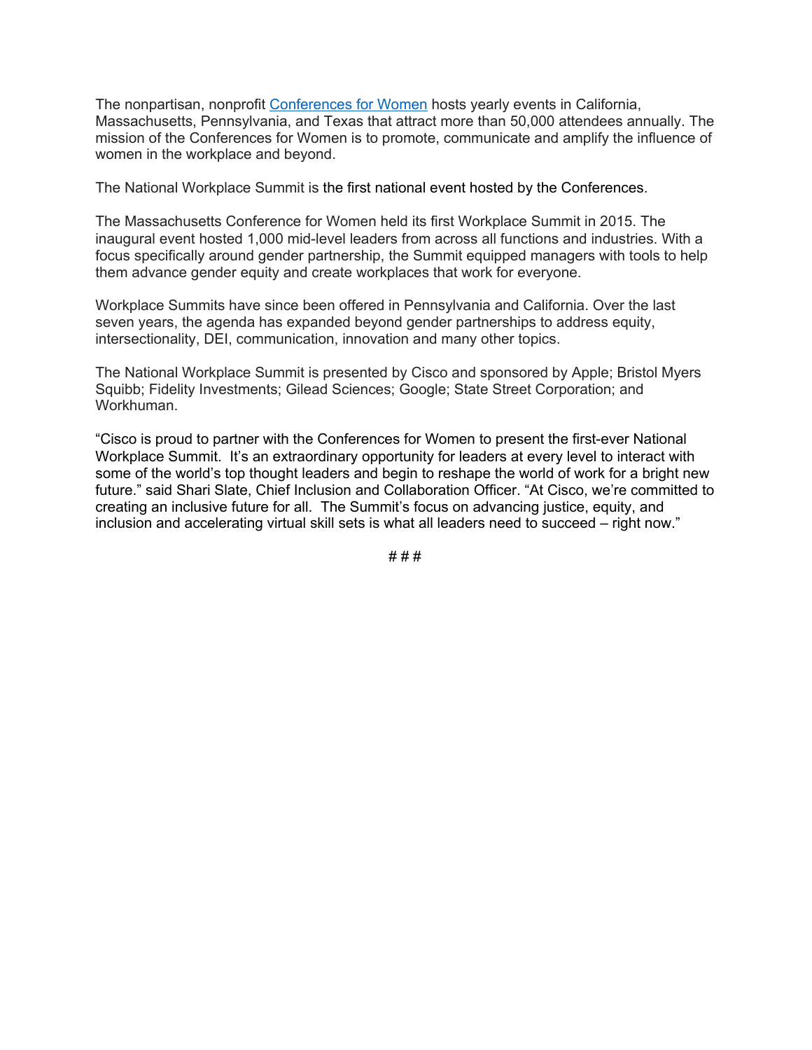The nonpartisan, nonprofit [Conferences for Women] hosts yearly events in California, Massachusetts, Pennsylvania, and Texas that attract more than 50,000 attendees annually. The mission of the Conferences for Women is to promote, communicate and amplify the influence of women in the workplace and beyond.

The National Workplace Summit is the first national event hosted by the Conferences.

The Massachusetts Conference for Women held its first Workplace Summit in 2015. The inaugural event hosted 1,000 mid-level leaders from across all functions and industries. With a focus specifically around gender partnership, the Summit equipped managers with tools to help them advance gender equity and create workplaces that work for everyone.

Workplace Summits have since been offered in Pennsylvania and California. Over the last seven years, the agenda has expanded beyond gender partnerships to address equity, intersectionality, DEI, communication, innovation and many other topics.

The National Workplace Summit is presented by Cisco and sponsored by Apple; Bristol Myers Squibb; Fidelity Investments; Gilead Sciences; Google; State Street Corporation; and Workhuman.

"Cisco is proud to partner with the Conferences for Women to present the first-ever National Workplace Summit. It's an extraordinary opportunity for leaders at every level to interact with some of the world's top thought leaders and begin to reshape the world of work for a bright new future." said Shari Slate, Chief Inclusion and Collaboration Officer. "At Cisco, we're committed to creating an inclusive future for all. The Summit's focus on advancing justice, equity, and inclusion and accelerating virtual skill sets is what all leaders need to succeed – right now."

# # #